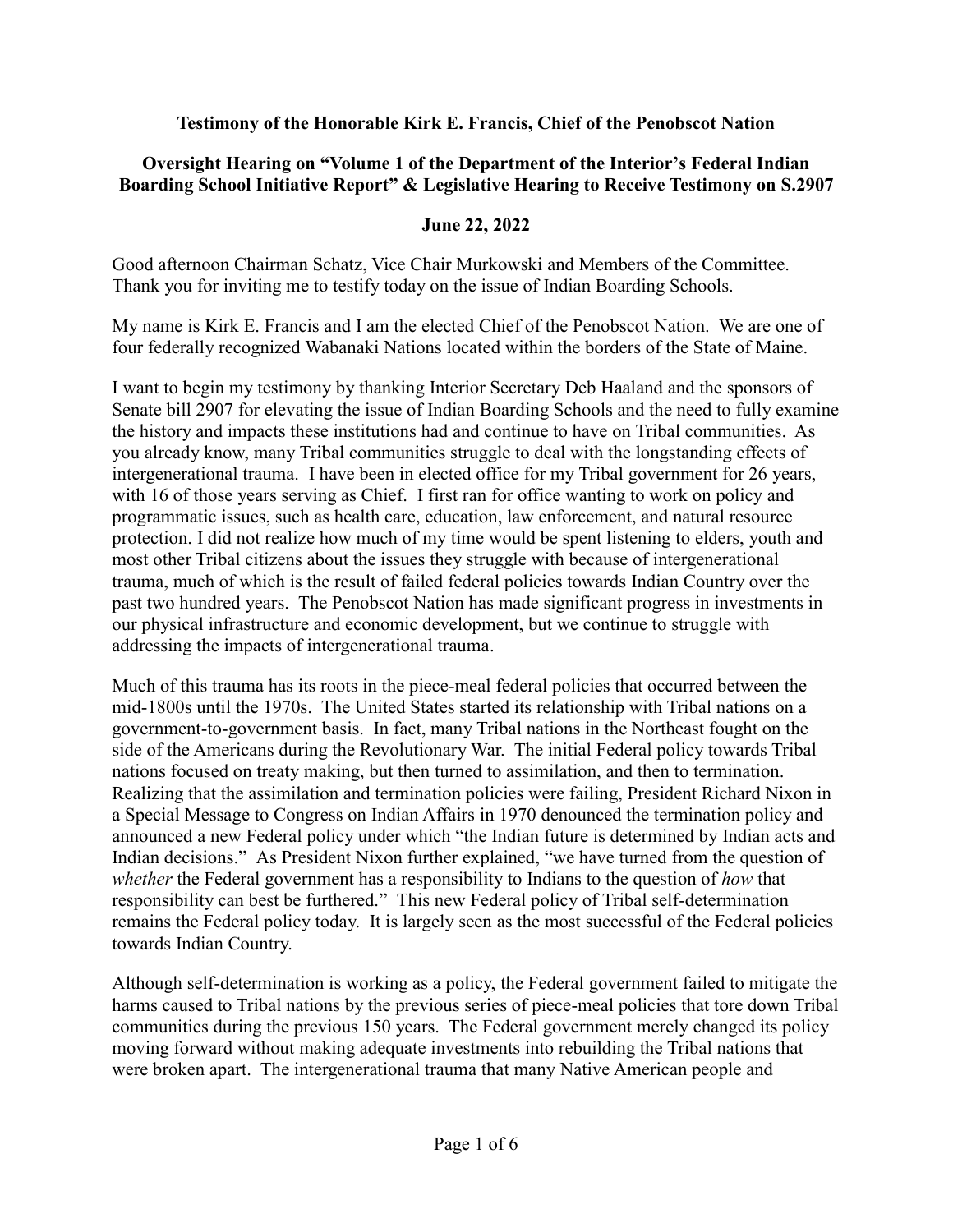**Testimony of the Honorable Kirk E. Francis, Chief of the Penobscot Nation**

**Oversight Hearing on "Volume 1 of the Department of the Interior's Federal Indian Boarding School Initiative Report" & Legislative Hearing to Receive Testimony on S.2907**

**June 22, 2022**

Good afternoon Chairman Schatz, Vice Chair Murkowski and Members of the Committee. Thank you for inviting me to testify today on the issue of Indian Boarding Schools.

My name is Kirk E. Francis and I am the elected Chief of the Penobscot Nation. We are one of four federally recognized Wabanaki Nations located within the borders of the State of Maine.

I want to begin my testimony by thanking Interior Secretary Deb Haaland and the sponsors of Senate bill 2907 for elevating the issue of Indian Boarding Schools and the need to fully examine the history and impacts these institutions had and continue to have on Tribal communities. As you already know, many Tribal communities struggle to deal with the longstanding effects of intergenerational trauma. I have been in elected office for my Tribal government for 26 years, with 16 of those years serving as Chief. I first ran for office wanting to work on policy and programmatic issues, such as health care, education, law enforcement, and natural resource protection. I did not realize how much of my time would be spent listening to elders, youth and most other Tribal citizens about the issues they struggle with because of intergenerational trauma, much of which is the result of failed federal policies towards Indian Country over the past two hundred years. The Penobscot Nation has made significant progress in investments in our physical infrastructure and economic development, but we continue to struggle with addressing the impacts of intergenerational trauma.

Much of this trauma has its roots in the piece-meal federal policies that occurred between the mid-1800s until the 1970s. The United States started its relationship with Tribal nations on a government-to-government basis. In fact, many Tribal nations in the Northeast fought on the side of the Americans during the Revolutionary War. The initial Federal policy towards Tribal nations focused on treaty making, but then turned to assimilation, and then to termination. Realizing that the assimilation and termination policies were failing, President Richard Nixon in a Special Message to Congress on Indian Affairs in 1970 denounced the termination policy and announced a new Federal policy under which "the Indian future is determined by Indian acts and Indian decisions." As President Nixon further explained, "we have turned from the question of *whether* the Federal government has a responsibility to Indians to the question of *how* that responsibility can best be furthered." This new Federal policy of Tribal self-determination remains the Federal policy today. It is largely seen as the most successful of the Federal policies towards Indian Country.

Although self-determination is working as a policy, the Federal government failed to mitigate the harms caused to Tribal nations by the previous series of piece-meal policies that tore down Tribal communities during the previous 150 years. The Federal government merely changed its policy moving forward without making adequate investments into rebuilding the Tribal nations that were broken apart. The intergenerational trauma that many Native American people and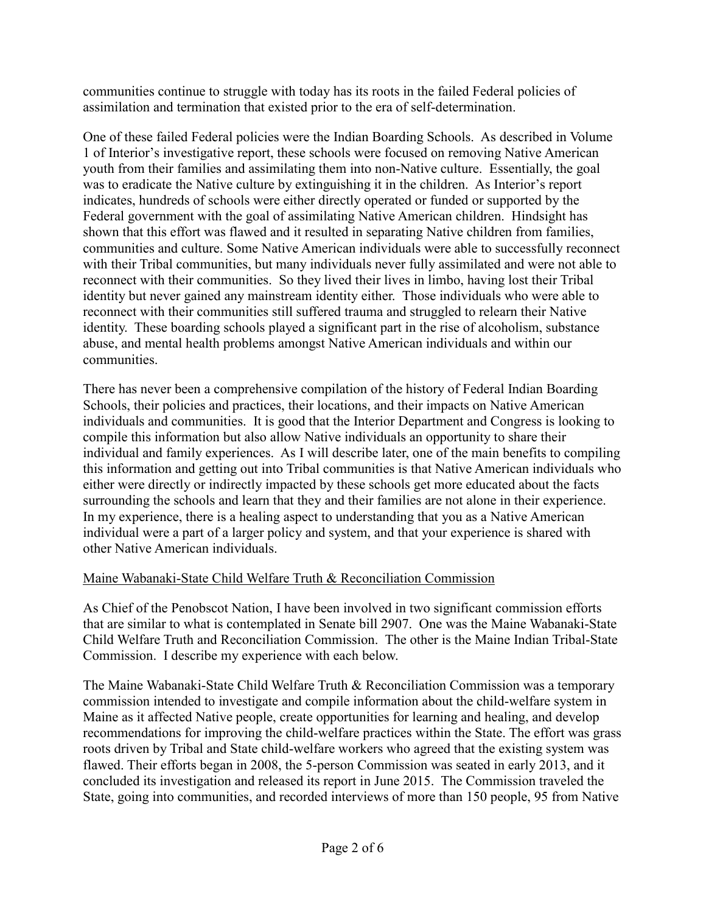communities continue to struggle with today has its roots in the failed Federal policies of assimilation and termination that existed prior to the era of self-determination.

One of these failed Federal policies were the Indian Boarding Schools. As described in Volume 1 of Interior's investigative report, these schools were focused on removing Native American youth from their families and assimilating them into non-Native culture. Essentially, the goal was to eradicate the Native culture by extinguishing it in the children. As Interior's report indicates, hundreds of schools were either directly operated or funded or supported by the Federal government with the goal of assimilating Native American children. Hindsight has shown that this effort was flawed and it resulted in separating Native children from families, communities and culture. Some Native American individuals were able to successfully reconnect with their Tribal communities, but many individuals never fully assimilated and were not able to reconnect with their communities. So they lived their lives in limbo, having lost their Tribal identity but never gained any mainstream identity either. Those individuals who were able to reconnect with their communities still suffered trauma and struggled to relearn their Native identity. These boarding schools played a significant part in the rise of alcoholism, substance abuse, and mental health problems amongst Native American individuals and within our communities.

There has never been a comprehensive compilation of the history of Federal Indian Boarding Schools, their policies and practices, their locations, and their impacts on Native American individuals and communities. It is good that the Interior Department and Congress is looking to compile this information but also allow Native individuals an opportunity to share their individual and family experiences. As I will describe later, one of the main benefits to compiling this information and getting out into Tribal communities is that Native American individuals who either were directly or indirectly impacted by these schools get more educated about the facts surrounding the schools and learn that they and their families are not alone in their experience. In my experience, there is a healing aspect to understanding that you as a Native American individual were a part of a larger policy and system, and that your experience is shared with other Native American individuals.

<u>Maine Wabanaki-State Child Welfare Truth & Reconciliation Commission</u>

As Chief of the Penobscot Nation, I have been involved in two significant commission efforts that are similar to what is contemplated in Senate bill 2907. One was the Maine Wabanaki-State Child Welfare Truth and Reconciliation Commission. The other is the Maine Indian Tribal-State Commission. I describe my experience with each below.

The Maine Wabanaki-State Child Welfare Truth & Reconciliation Commission was a temporary commission intended to investigate and compile information about the child-welfare system in Maine as it affected Native people, create opportunities for learning and healing, and develop recommendations for improving the child-welfare practices within the State. The effort was grass roots driven by Tribal and State child-welfare workers who agreed that the existing system was flawed. Their efforts began in 2008, the 5-person Commission was seated in early 2013, and it concluded its investigation and released its report in June 2015. The Commission traveled the State, going into communities, and recorded interviews of more than 150 people, 95 from Native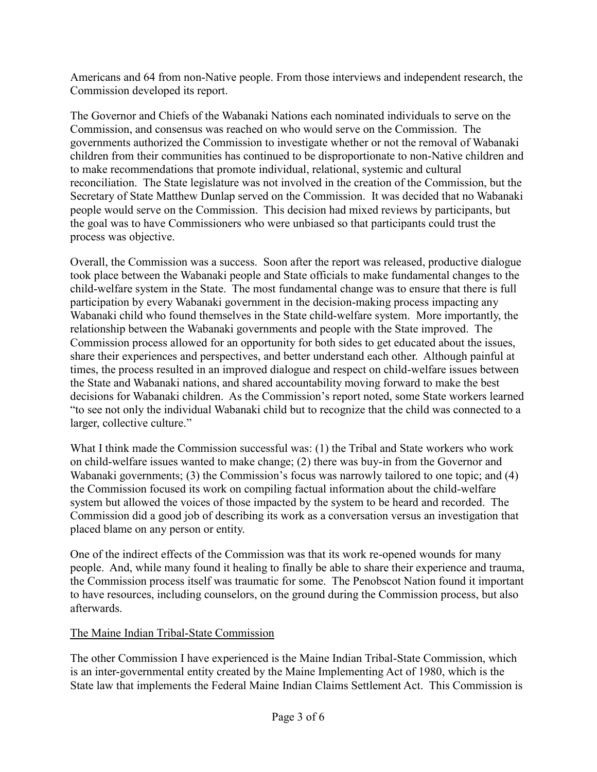Americans and 64 from non-Native people. From those interviews and independent research, the Commission developed its report.

The Governor and Chiefs of the Wabanaki Nations each nominated individuals to serve on the Commission, and consensus was reached on who would serve on the Commission. The governments authorized the Commission to investigate whether or not the removal of Wabanaki children from their communities has continued to be disproportionate to non-Native children and to make recommendations that promote individual, relational, systemic and cultural reconciliation. The State legislature was not involved in the creation of the Commission, but the Secretary of State Matthew Dunlap served on the Commission. It was decided that no Wabanaki people would serve on the Commission. This decision had mixed reviews by participants, but the goal was to have Commissioners who were unbiased so that participants could trust the process was objective.

Overall, the Commission was a success. Soon after the report was released, productive dialogue took place between the Wabanaki people and State officials to make fundamental changes to the child-welfare system in the State. The most fundamental change was to ensure that there is full participation by every Wabanaki government in the decision-making process impacting any Wabanaki child who found themselves in the State child-welfare system. More importantly, the relationship between the Wabanaki governments and people with the State improved. The Commission process allowed for an opportunity for both sides to get educated about the issues, share their experiences and perspectives, and better understand each other. Although painful at times, the process resulted in an improved dialogue and respect on child-welfare issues between the State and Wabanaki nations, and shared accountability moving forward to make the best decisions for Wabanaki children. As the Commission's report noted, some State workers learned "to see not only the individual Wabanaki child but to recognize that the child was connected to a larger, collective culture."

What I think made the Commission successful was: (1) the Tribal and State workers who work on child-welfare issues wanted to make change; (2) there was buy-in from the Governor and Wabanaki governments; (3) the Commission's focus was narrowly tailored to one topic; and (4) the Commission focused its work on compiling factual information about the child-welfare system but allowed the voices of those impacted by the system to be heard and recorded. The Commission did a good job of describing its work as a conversation versus an investigation that placed blame on any person or entity.

One of the indirect effects of the Commission was that its work re-opened wounds for many people. And, while many found it healing to finally be able to share their experience and trauma, the Commission process itself was traumatic for some. The Penobscot Nation found it important to have resources, including counselors, on the ground during the Commission process, but also afterwards.

## The Maine Indian Tribal-State Commission

The other Commission I have experienced is the Maine Indian Tribal-State Commission, which is an inter-governmental entity created by the Maine Implementing Act of 1980, which is the State law that implements the Federal Maine Indian Claims Settlement Act. This Commission is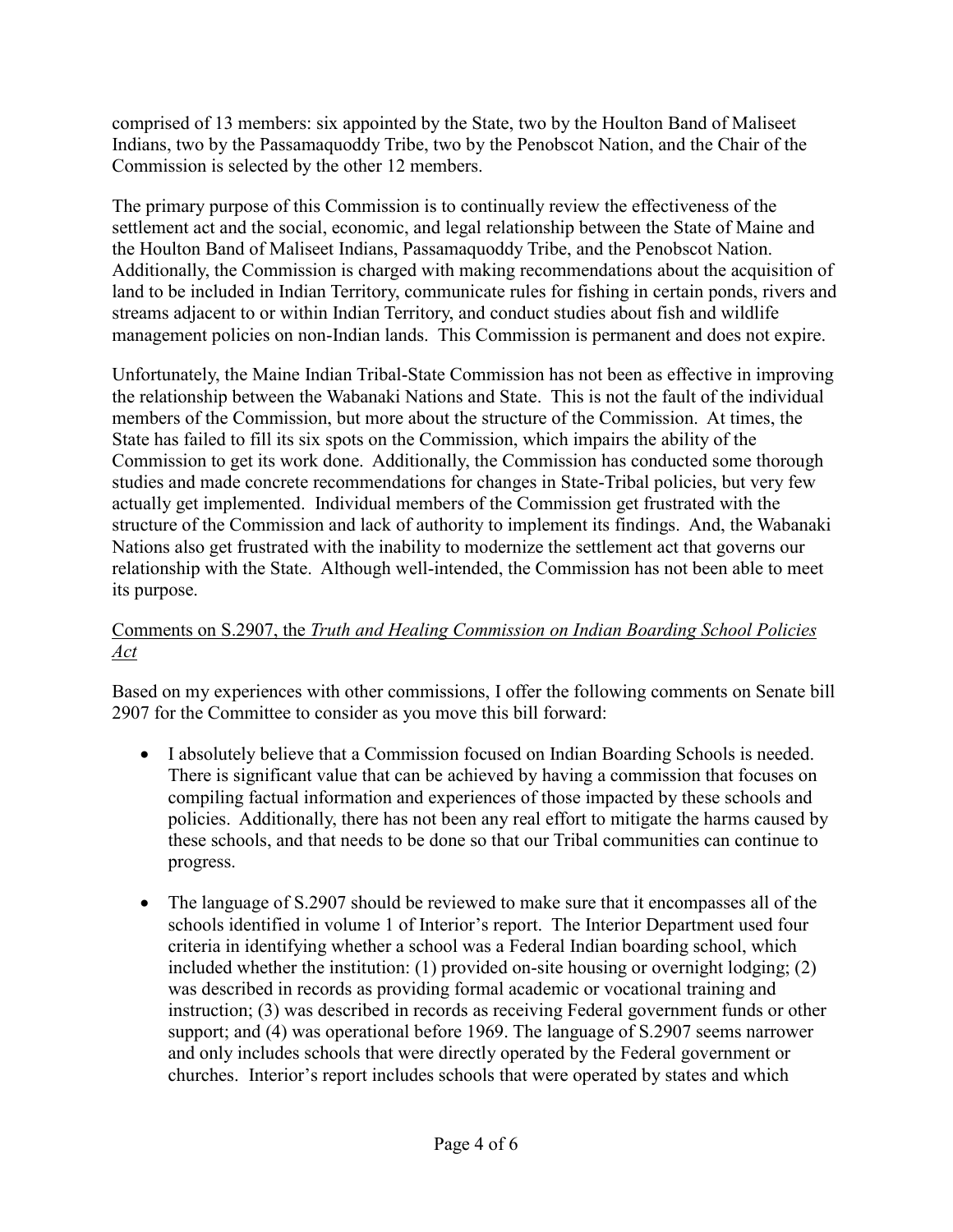comprised of 13 members: six appointed by the State, two by the Houlton Band of Maliseet Indians, two by the Passamaquoddy Tribe, two by the Penobscot Nation, and the Chair of the Commission is selected by the other 12 members.

The primary purpose of this Commission is to continually review the effectiveness of the settlement act and the social, economic, and legal relationship between the State of Maine and the Houlton Band of Maliseet Indians, Passamaquoddy Tribe, and the Penobscot Nation. Additionally, the Commission is charged with making recommendations about the acquisition of land to be included in Indian Territory, communicate rules for fishing in certain ponds, rivers and streams adjacent to or within Indian Territory, and conduct studies about fish and wildlife management policies on non-Indian lands. This Commission is permanent and does not expire.

Unfortunately, the Maine Indian Tribal-State Commission has not been as effective in improving the relationship between the Wabanaki Nations and State. This is not the fault of the individual members of the Commission, but more about the structure of the Commission. At times, the State has failed to fill its six spots on the Commission, which impairs the ability of the Commission to get its work done. Additionally, the Commission has conducted some thorough studies and made concrete recommendations for changes in State-Tribal policies, but very few actually get implemented. Individual members of the Commission get frustrated with the structure of the Commission and lack of authority to implement its findings. And, the Wabanaki Nations also get frustrated with the inability to modernize the settlement act that governs our relationship with the State. Although well-intended, the Commission has not been able to meet its purpose.

Comments on S.2907, the *Truth and Healing Commission on Indian Boarding School Policies Act*

Based on my experiences with other commissions, I offer the following comments on Senate bill 2907 for the Committee to consider as you move this bill forward:

- I absolutely believe that a Commission focused on Indian Boarding Schools is needed. There is significant value that can be achieved by having a commission that focuses on compiling factual information and experiences of those impacted by these schools and policies. Additionally, there has not been any real effort to mitigate the harms caused by these schools, and that needs to be done so that our Tribal communities can continue to progress.

- The language of S.2907 should be reviewed to make sure that it encompasses all of the schools identified in volume 1 of Interior's report. The Interior Department used four criteria in identifying whether a school was a Federal Indian boarding school, which included whether the institution: (1) provided on-site housing or overnight lodging; (2) was described in records as providing formal academic or vocational training and instruction; (3) was described in records as receiving Federal government funds or other support; and (4) was operational before 1969. The language of S.2907 seems narrower and only includes schools that were directly operated by the Federal government or churches. Interior's report includes schools that were operated by states and which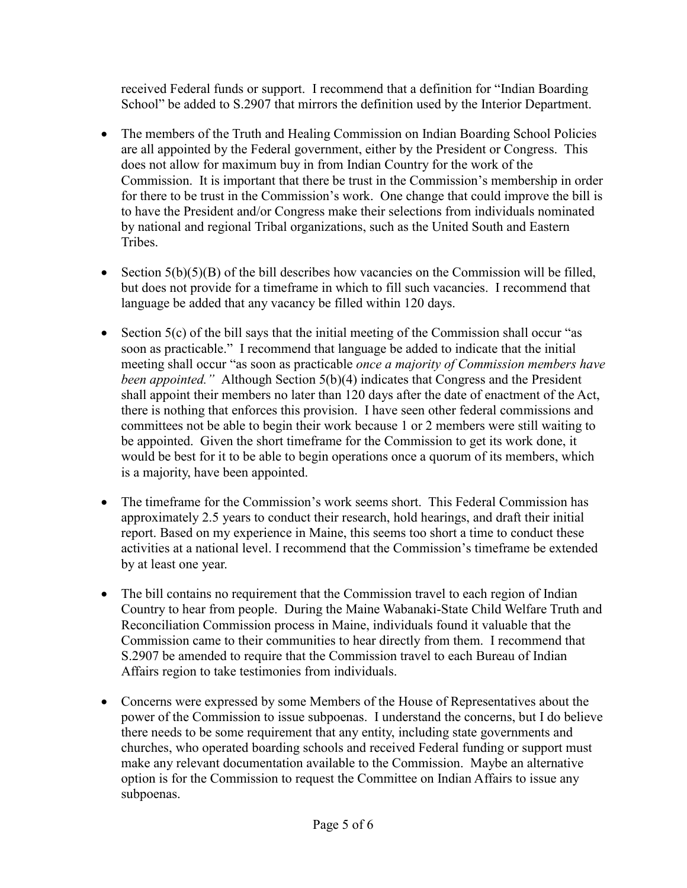received Federal funds or support. I recommend that a definition for "Indian Boarding School" be added to S.2907 that mirrors the definition used by the Interior Department.

- The members of the Truth and Healing Commission on Indian Boarding School Policies are all appointed by the Federal government, either by the President or Congress. This does not allow for maximum buy in from Indian Country for the work of the Commission. It is important that there be trust in the Commission's membership in order for there to be trust in the Commission's work. One change that could improve the bill is to have the President and/or Congress make their selections from individuals nominated by national and regional Tribal organizations, such as the United South and Eastern Tribes.

- Section 5(b)(5)(B) of the bill describes how vacancies on the Commission will be filled, but does not provide for a timeframe in which to fill such vacancies. I recommend that language be added that any vacancy be filled within 120 days.

- Section 5(c) of the bill says that the initial meeting of the Commission shall occur "as soon as practicable." I recommend that language be added to indicate that the initial meeting shall occur "as soon as practicable *once a majority of Commission members have been appointed."* Although Section 5(b)(4) indicates that Congress and the President shall appoint their members no later than 120 days after the date of enactment of the Act, there is nothing that enforces this provision. I have seen other federal commissions and committees not be able to begin their work because 1 or 2 members were still waiting to be appointed. Given the short timeframe for the Commission to get its work done, it would be best for it to be able to begin operations once a quorum of its members, which is a majority, have been appointed.

- The timeframe for the Commission's work seems short. This Federal Commission has approximately 2.5 years to conduct their research, hold hearings, and draft their initial report. Based on my experience in Maine, this seems too short a time to conduct these activities at a national level. I recommend that the Commission's timeframe be extended by at least one year.

- The bill contains no requirement that the Commission travel to each region of Indian Country to hear from people. During the Maine Wabanaki-State Child Welfare Truth and Reconciliation Commission process in Maine, individuals found it valuable that the Commission came to their communities to hear directly from them. I recommend that S.2907 be amended to require that the Commission travel to each Bureau of Indian Affairs region to take testimonies from individuals.

- Concerns were expressed by some Members of the House of Representatives about the power of the Commission to issue subpoenas. I understand the concerns, but I do believe there needs to be some requirement that any entity, including state governments and churches, who operated boarding schools and received Federal funding or support must make any relevant documentation available to the Commission. Maybe an alternative option is for the Commission to request the Committee on Indian Affairs to issue any subpoenas.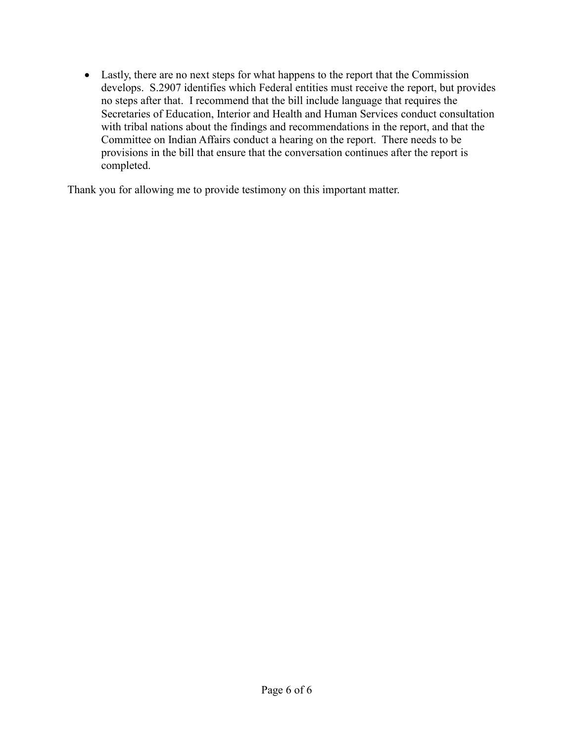- Lastly, there are no next steps for what happens to the report that the Commission develops. S.2907 identifies which Federal entities must receive the report, but provides no steps after that. I recommend that the bill include language that requires the Secretaries of Education, Interior and Health and Human Services conduct consultation with tribal nations about the findings and recommendations in the report, and that the Committee on Indian Affairs conduct a hearing on the report. There needs to be provisions in the bill that ensure that the conversation continues after the report is completed.

Thank you for allowing me to provide testimony on this important matter.